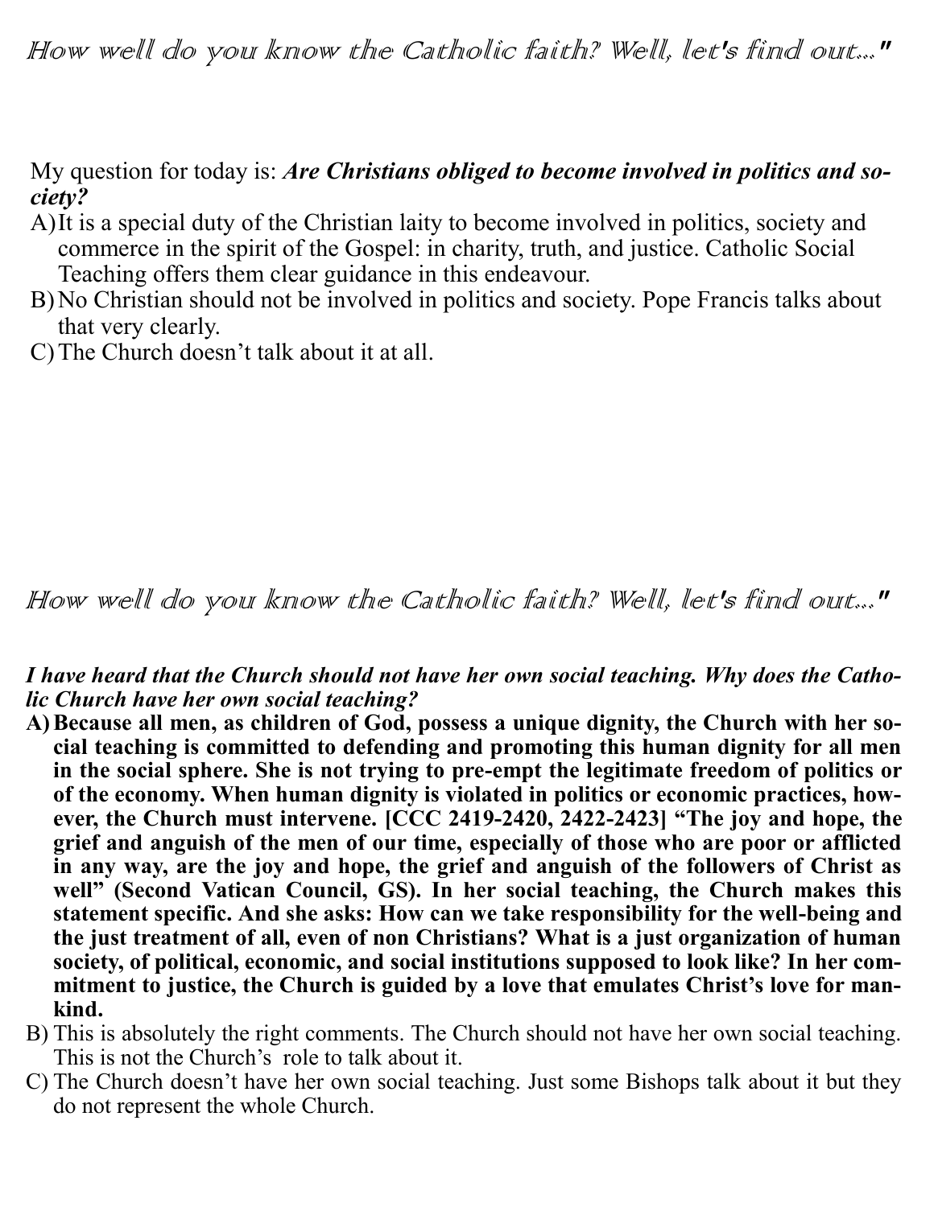*How well do you know the Catholic faith? Well, let's find out..."*

My question for today is: ***Are Christians obliged to become involved in politics and society?***

A) It is a special duty of the Christian laity to become involved in politics, society and commerce in the spirit of the Gospel: in charity, truth, and justice. Catholic Social Teaching offers them clear guidance in this endeavour.

B) No Christian should not be involved in politics and society. Pope Francis talks about that very clearly.

C) The Church doesn't talk about it at all.

*How well do you know the Catholic faith? Well, let's find out..."*

***I have heard that the Church should not have her own social teaching. Why does the Catholic Church have her own social teaching?***

**A) Because all men, as children of God, possess a unique dignity, the Church with her social teaching is committed to defending and promoting this human dignity for all men in the social sphere. She is not trying to pre-empt the legitimate freedom of politics or of the economy. When human dignity is violated in politics or economic practices, however, the Church must intervene. [CCC 2419-2420, 2422-2423] "The joy and hope, the grief and anguish of the men of our time, especially of those who are poor or afflicted in any way, are the joy and hope, the grief and anguish of the followers of Christ as well" (Second Vatican Council, GS). In her social teaching, the Church makes this statement specific. And she asks: How can we take responsibility for the well-being and the just treatment of all, even of non Christians? What is a just organization of human society, of political, economic, and social institutions supposed to look like? In her commitment to justice, the Church is guided by a love that emulates Christ's love for mankind.**

B) This is absolutely the right comments. The Church should not have her own social teaching. This is not the Church's role to talk about it.

C) The Church doesn't have her own social teaching. Just some Bishops talk about it but they do not represent the whole Church.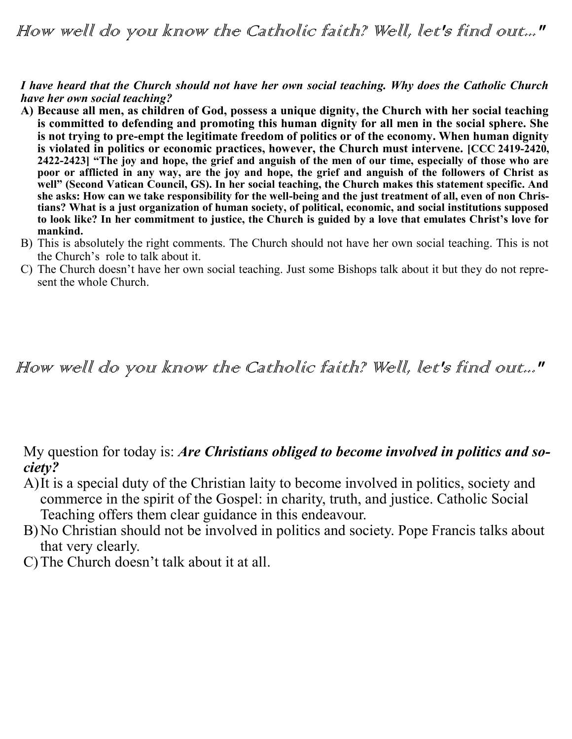## How well do you know the Catholic faith? Well, let's find out..."

***I have heard that the Church should not have her own social teaching. Why does the Catholic Church have her own social teaching?***

**A) Because all men, as children of God, possess a unique dignity, the Church with her social teaching is committed to defending and promoting this human dignity for all men in the social sphere. She is not trying to pre-empt the legitimate freedom of politics or of the economy. When human dignity is violated in politics or economic practices, however, the Church must intervene. [CCC 2419-2420, 2422-2423] "The joy and hope, the grief and anguish of the men of our time, especially of those who are poor or afflicted in any way, are the joy and hope, the grief and anguish of the followers of Christ as well" (Second Vatican Council, GS). In her social teaching, the Church makes this statement specific. And she asks: How can we take responsibility for the well-being and the just treatment of all, even of non Christians? What is a just organization of human society, of political, economic, and social institutions supposed to look like? In her commitment to justice, the Church is guided by a love that emulates Christ's love for mankind.**

B) This is absolutely the right comments. The Church should not have her own social teaching. This is not the Church's role to talk about it.

C) The Church doesn't have her own social teaching. Just some Bishops talk about it but they do not represent the whole Church.

## How well do you know the Catholic faith? Well, let's find out..."

My question for today is: ***Are Christians obliged to become involved in politics and society?***

A) It is a special duty of the Christian laity to become involved in politics, society and commerce in the spirit of the Gospel: in charity, truth, and justice. Catholic Social Teaching offers them clear guidance in this endeavour.

B) No Christian should not be involved in politics and society. Pope Francis talks about that very clearly.

C) The Church doesn't talk about it at all.